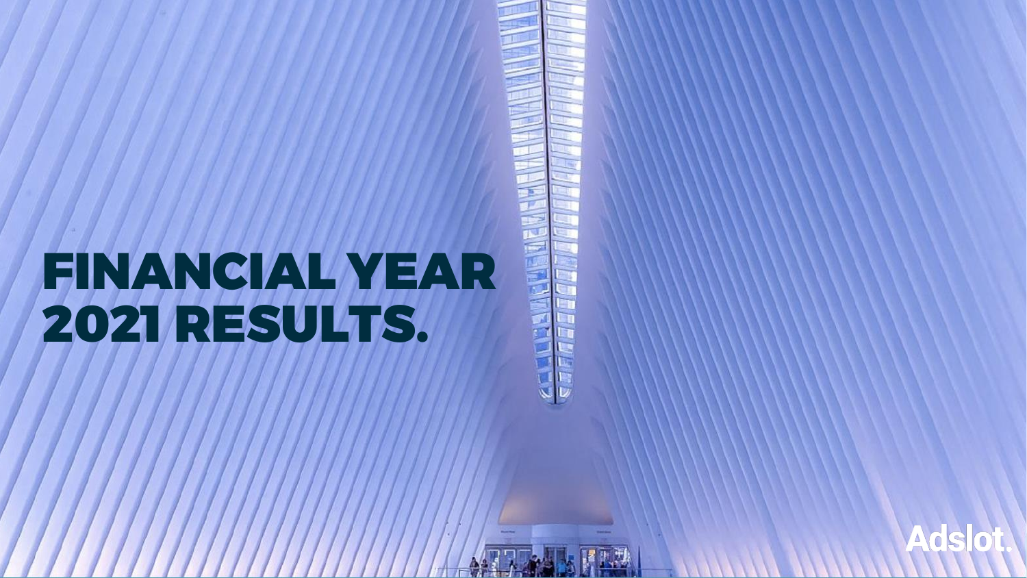# FINANCIAL YEAR 2021 RESULTS.

Adslot.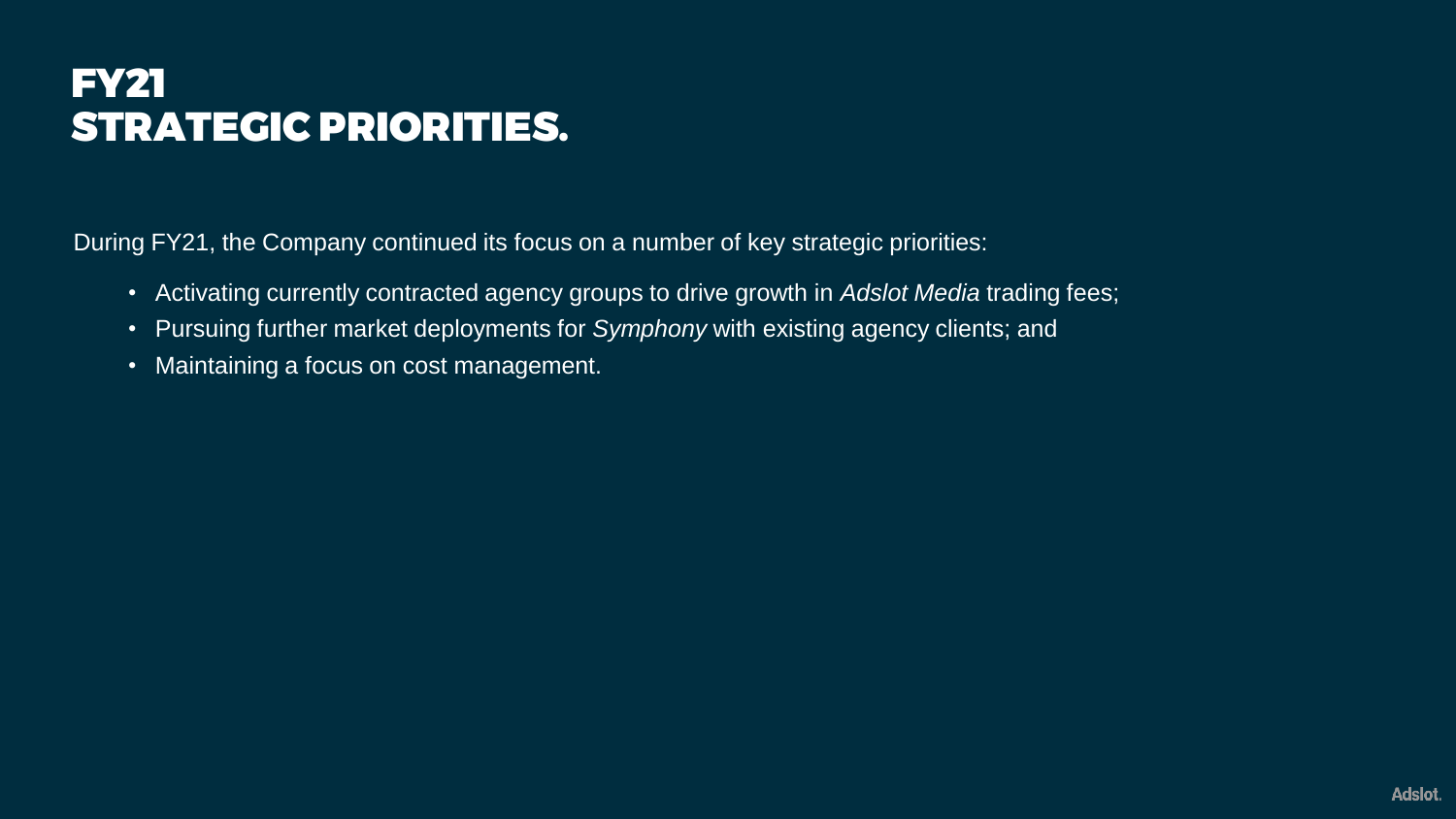# FY21 STRATEGIC PRIORITIES.

During FY21, the Company continued its focus on a number of key strategic priorities:

- Activating currently contracted agency groups to drive growth in *Adslot Media* trading fees;
- Pursuing further market deployments for *Symphony* with existing agency clients; and
- Maintaining a focus on cost management.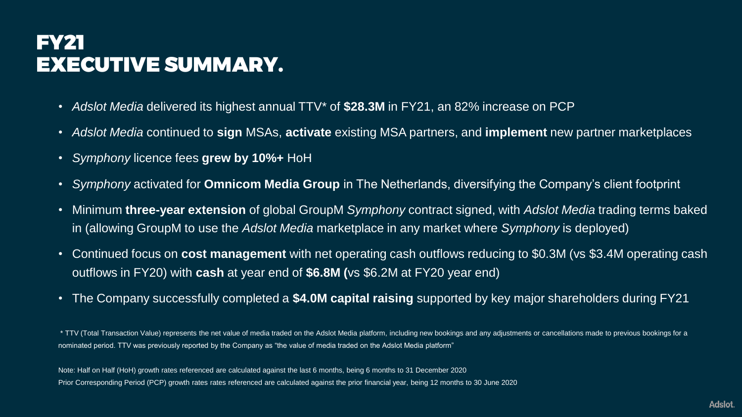# FY21 EXECUTIVE SUMMARY.

- *Adslot Media* delivered its highest annual TTV* of **$28.3M** in FY21, an 82% increase on PCP
- *Adslot Media* continued to **sign** MSAs, **activate** existing MSA partners, and **implement** new partner marketplaces
- *Symphony* licence fees **grew by 10%+** HoH
- *Symphony* activated for **Omnicom Media Group** in The Netherlands, diversifying the Company's client footprint
- Minimum **three-year extension** of global GroupM *Symphony* contract signed, with *Adslot Media* trading terms baked in (allowing GroupM to use the *Adslot Media* marketplace in any market where *Symphony* is deployed)
- Continued focus on **cost management** with net operating cash outflows reducing to $0.3M (vs $3.4M operating cash outflows in FY20) with **cash** at year end of **$6.8M (**vs $6.2M at FY20 year end)
- The Company successfully completed a **$4.0M capital raising** supported by key major shareholders during FY21

\* TTV (Total Transaction Value) represents the net value of media traded on the Adslot Media platform, including new bookings and any adjustments or cancellations made to previous bookings for a nominated period. TTV was previously reported by the Company as "the value of media traded on the Adslot Media platform"

Note: Half on Half (HoH) growth rates referenced are calculated against the last 6 months, being 6 months to 31 December 2020
Prior Corresponding Period (PCP) growth rates rates referenced are calculated against the prior financial year, being 12 months to 30 June 2020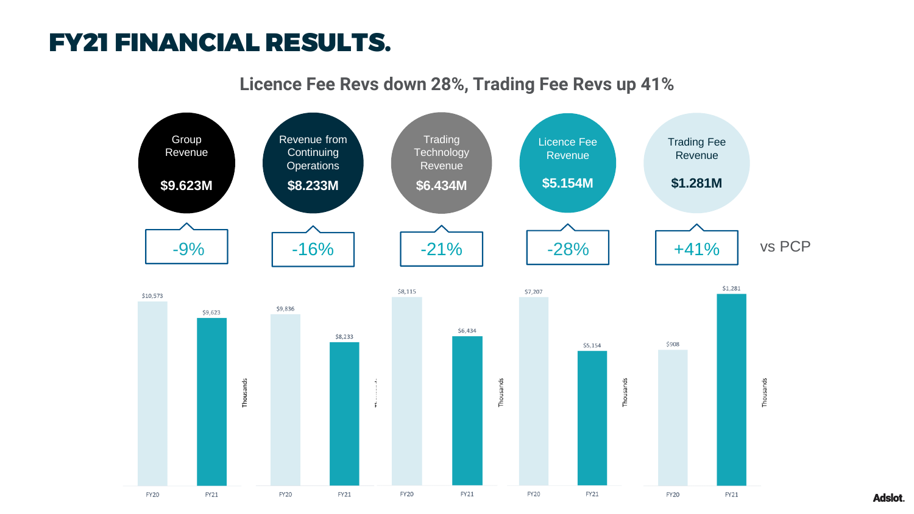# FY21 FINANCIAL RESULTS.

## Licence Fee Revs down 28%, Trading Fee Revs up 41%

| | Group Revenue | Revenue from Continuing Operations | Trading Technology Revenue | Licence Fee Revenue | Trading Fee Revenue |
|---|---|---|---|---|---|
| FY21 | $9.623M | $8.233M | $6.434M | $5.154M | $1.281M |
| vs PCP | -9% | -16% | -21% | -28% | +41% |

| Thousands | Group Revenue | Revenue from Continuing Operations | Trading Technology Revenue | Licence Fee Revenue | Trading Fee Revenue |
|---|---|---|---|---|---|
| FY20 | $10,573 | $9,836 | $8,115 | $7,207 | $908 |
| FY21 | $9,623 | $8,233 | $6,434 | $5,154 | $1,281 |

Adslot.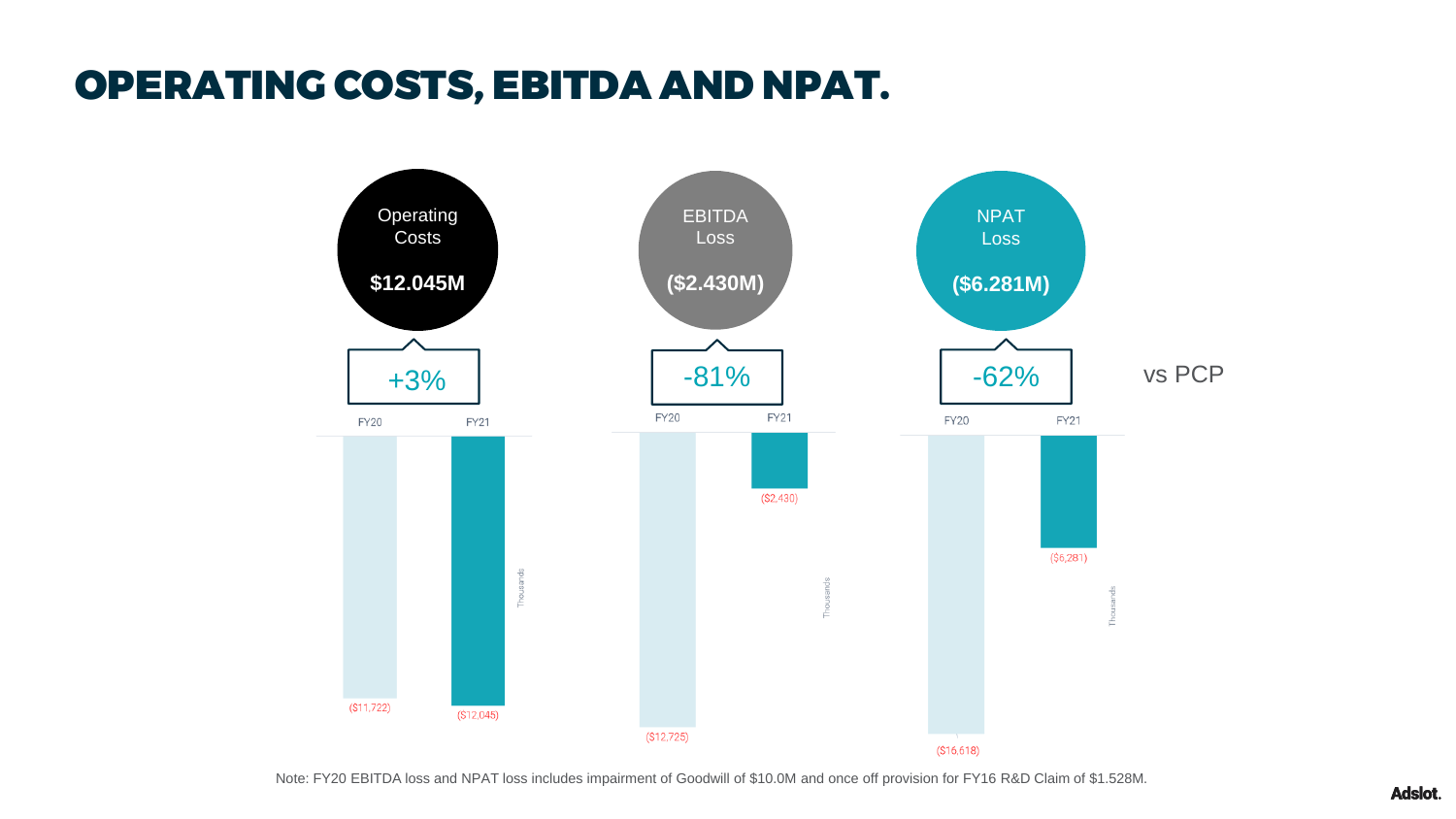# OPERATING COSTS, EBITDA AND NPAT.

**Operating Costs**
**$12.045M**
+3%

**EBITDA Loss**
**($2.430M)**
-81%

**NPAT Loss**
**($6.281M)**
-62%

vs PCP

| | FY20 | FY21 |
|---|---|---|
| Operating Costs (Thousands) | ($11,722) | ($12,045) |
| EBITDA (Thousands) | ($12,725) | ($2,430) |
| NPAT (Thousands) | ($16,618) | ($6,281) |

Note: FY20 EBITDA loss and NPAT loss includes impairment of Goodwill of $10.0M and once off provision for FY16 R&D Claim of $1.528M.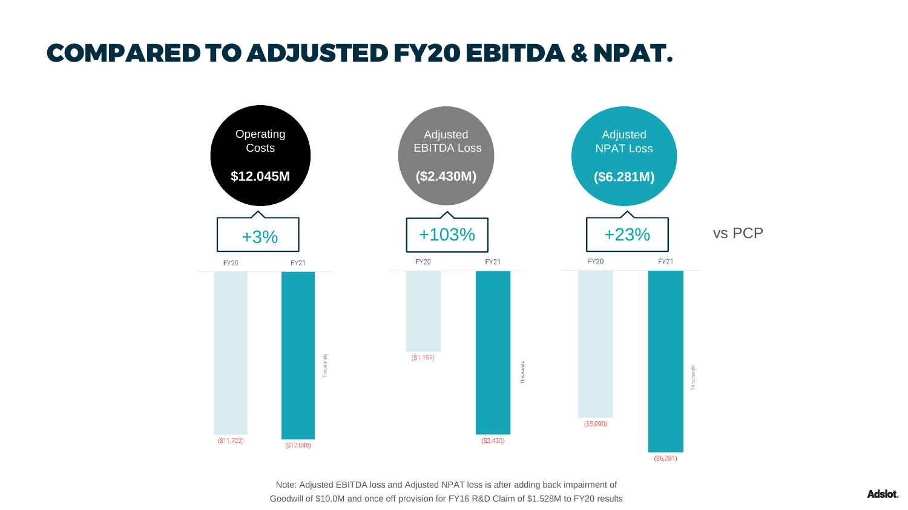# COMPARED TO ADJUSTED FY20 EBITDA & NPAT.

| | Operating Costs | Adjusted EBITDA Loss | Adjusted NPAT Loss |
|---|---|---|---|
| FY21 | $12.045M | ($2.430M) | ($6.281M) |
| vs PCP | +3% | +103% | +23% |

| (Thousands) | Operating Costs | Adjusted EBITDA Loss | Adjusted NPAT Loss |
|---|---|---|---|
| FY20 | ($11,722) | ($1,197) | ($5,090) |
| FY21 | ($12,045) | ($2,430) | ($6,281) |

Note: Adjusted EBITDA loss and Adjusted NPAT loss is after adding back impairment of Goodwill of $10.0M and once off provision for FY16 R&D Claim of $1.528M to FY20 results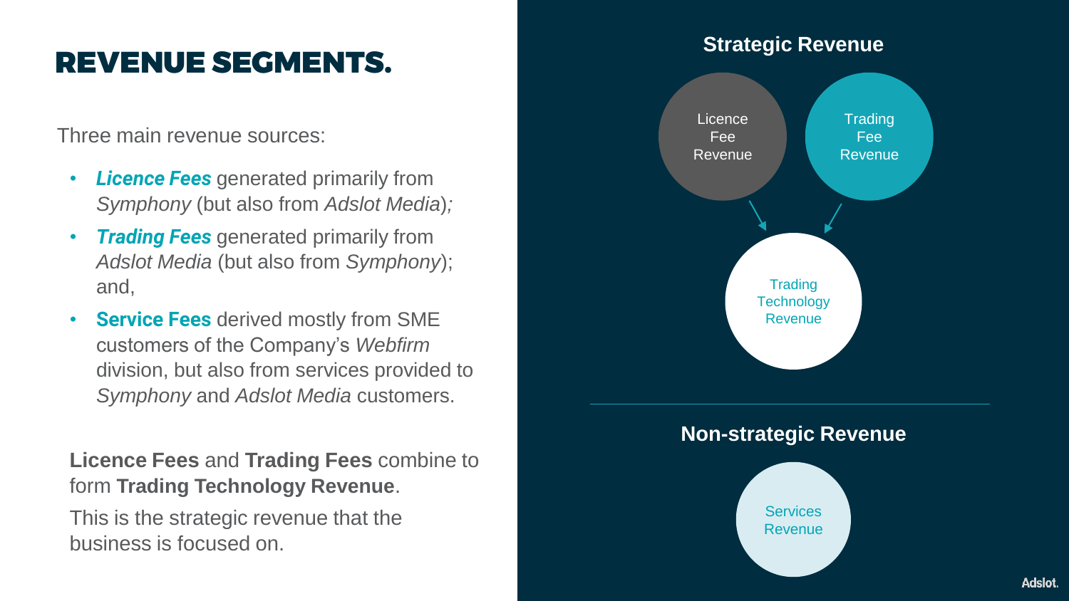# REVENUE SEGMENTS.

Three main revenue sources:

- ***Licence Fees*** generated primarily from *Symphony* (but also from *Adslot Media*);
- ***Trading Fees*** generated primarily from *Adslot Media* (but also from *Symphony*); and,
- **Service Fees** derived mostly from SME customers of the Company's *Webfirm* division, but also from services provided to *Symphony* and *Adslot Media* customers.

**Licence Fees** and **Trading Fees** combine to form **Trading Technology Revenue**.

This is the strategic revenue that the business is focused on.

## Strategic Revenue

Licence Fee Revenue

Trading Fee Revenue

Trading Technology Revenue

## Non-strategic Revenue

Services Revenue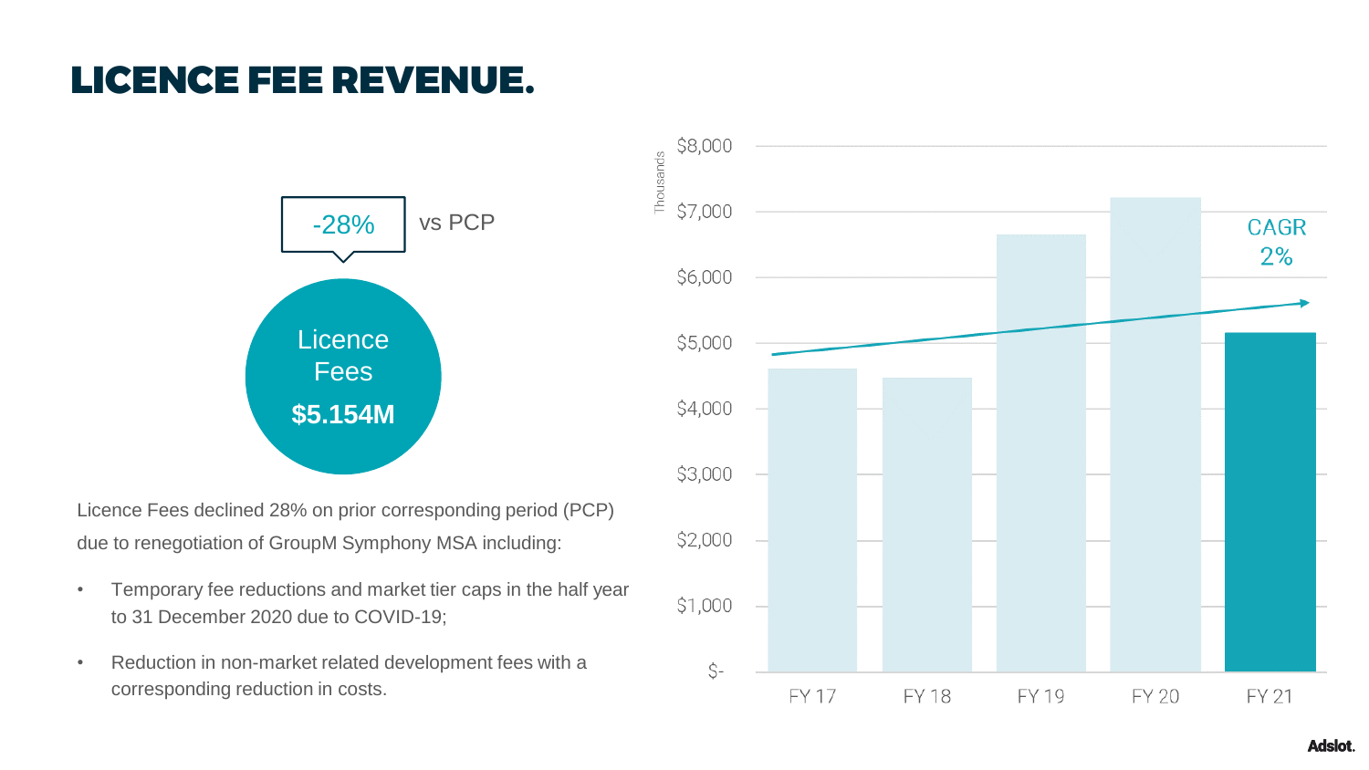# LICENCE FEE REVENUE.

-28% vs PCP

Licence Fees

**$5.154M**

Licence Fees declined 28% on prior corresponding period (PCP) due to renegotiation of GroupM Symphony MSA including:

- Temporary fee reductions and market tier caps in the half year to 31 December 2020 due to COVID-19;
- Reduction in non-market related development fees with a corresponding reduction in costs.

Thousands

$8,000
$7,000
$6,000
$5,000
$4,000
$3,000
$2,000
$1,000
$-

FY 17 FY 18 FY 19 FY 20 FY 21

CAGR 2%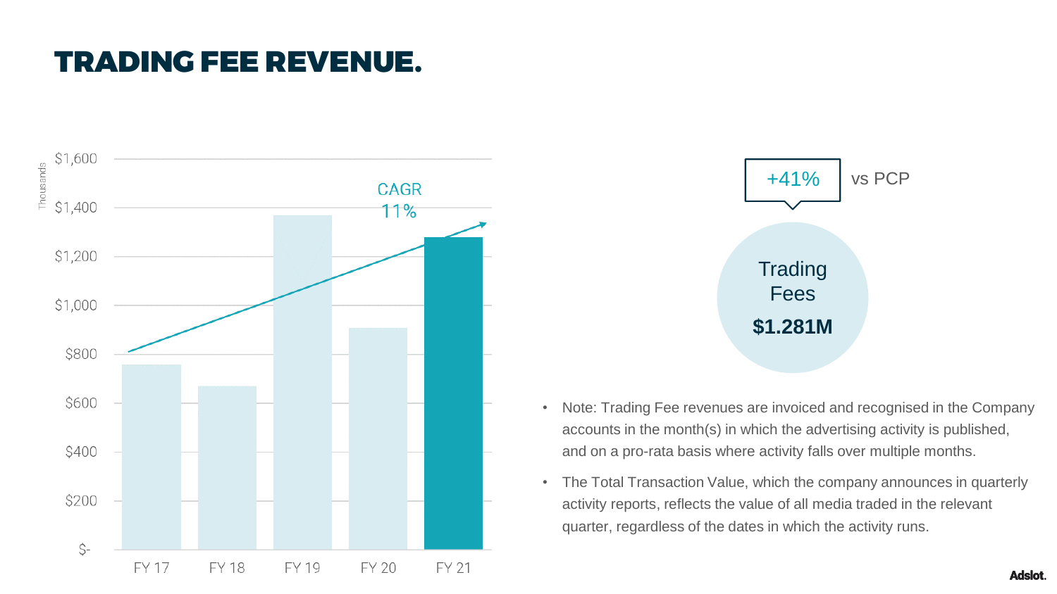# TRADING FEE REVENUE.

Thousands

| | FY 17 | FY 18 | FY 19 | FY 20 | FY 21 |
|---|---|---|---|---|---|

CAGR 11%

+41% vs PCP

Trading Fees **$1.281M**

- Note: Trading Fee revenues are invoiced and recognised in the Company accounts in the month(s) in which the advertising activity is published, and on a pro-rata basis where activity falls over multiple months.
- The Total Transaction Value, which the company announces in quarterly activity reports, reflects the value of all media traded in the relevant quarter, regardless of the dates in which the activity runs.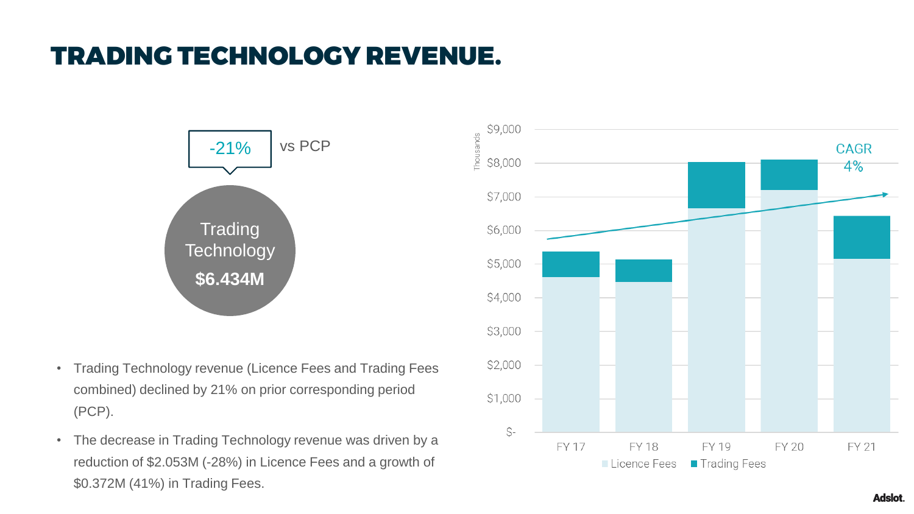# TRADING TECHNOLOGY REVENUE.

-21% vs PCP

Trading Technology **$6.434M**

- Trading Technology revenue (Licence Fees and Trading Fees combined) declined by 21% on prior corresponding period (PCP).
- The decrease in Trading Technology revenue was driven by a reduction of $2.053M (-28%) in Licence Fees and a growth of $0.372M (41%) in Trading Fees.

Thousands

$9,000
$8,000
$7,000
$6,000
$5,000
$4,000
$3,000
$2,000
$1,000
$-

CAGR 4%

FY 17 FY 18 FY 19 FY 20 FY 21

Licence Fees Trading Fees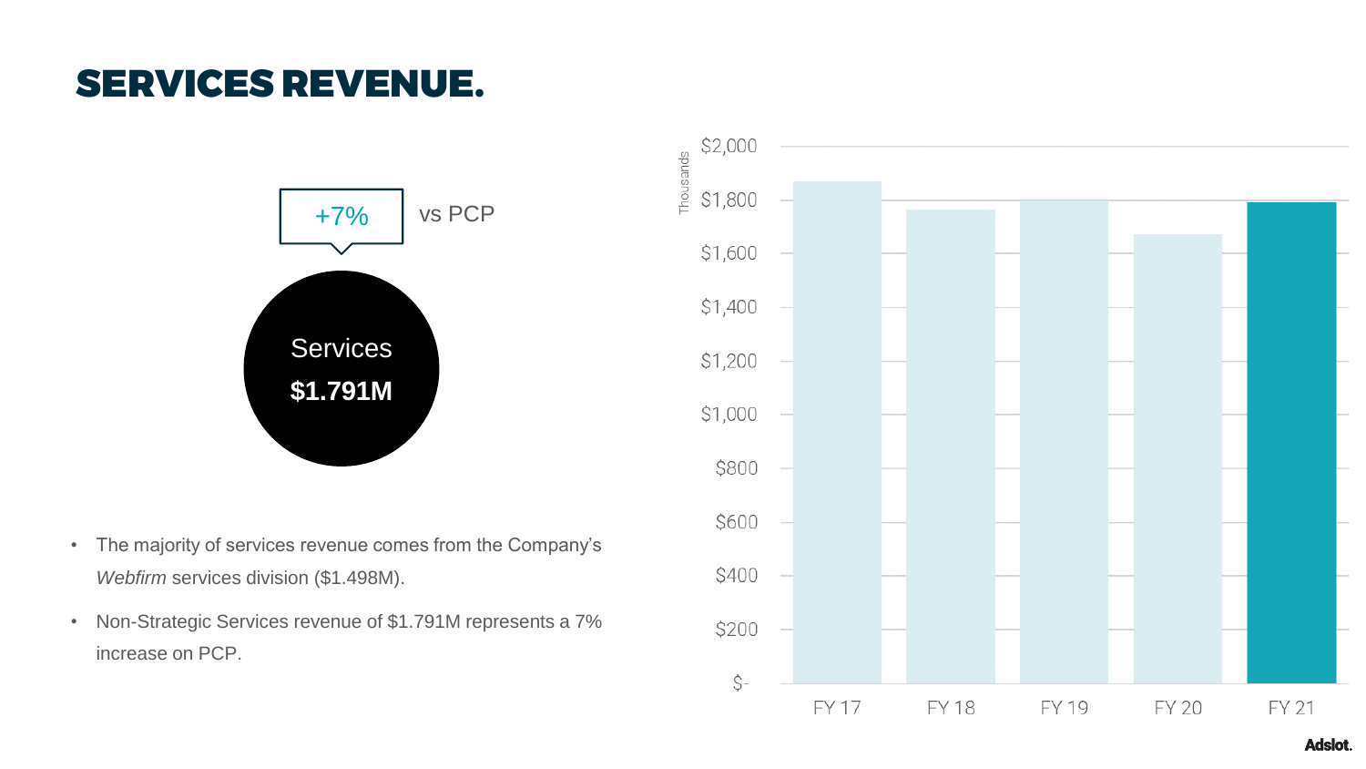# SERVICES REVENUE.

+7% vs PCP

Services
**$1.791M**

- The majority of services revenue comes from the Company's *Webfirm* services division ($1.498M).
- Non-Strategic Services revenue of $1.791M represents a 7% increase on PCP.

Thousands

$2,000
$1,800
$1,600
$1,400
$1,200
$1,000
$800
$600
$400
$200
$-

FY 17 FY 18 FY 19 FY 20 FY 21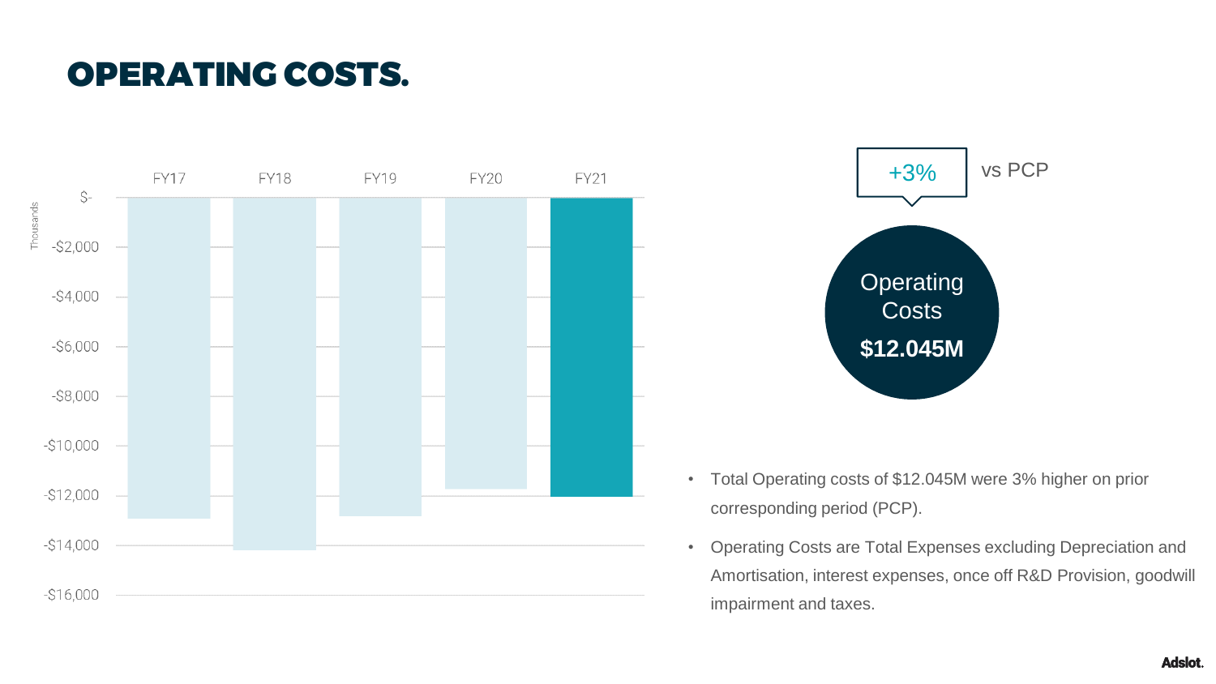# OPERATING COSTS.

Thousands

| | FY17 | FY18 | FY19 | FY20 | FY21 |
|---|---|---|---|---|---|

$-  
-$2,000  
-$4,000  
-$6,000  
-$8,000  
-$10,000  
-$12,000  
-$14,000  
-$16,000

+3% vs PCP

Operating Costs **$12.045M**

- Total Operating costs of $12.045M were 3% higher on prior corresponding period (PCP).
- Operating Costs are Total Expenses excluding Depreciation and Amortisation, interest expenses, once off R&D Provision, goodwill impairment and taxes.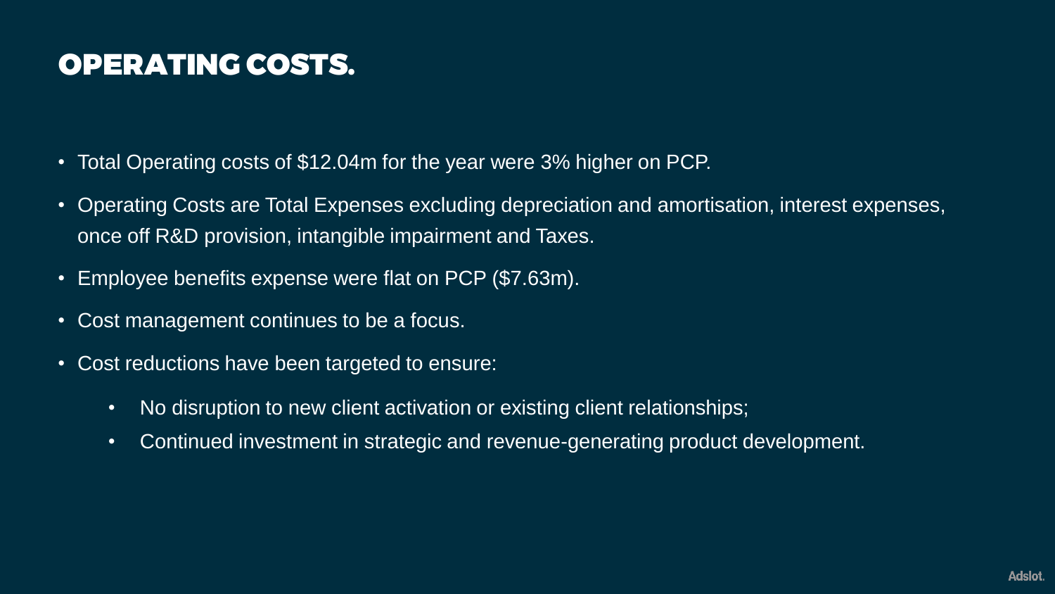# OPERATING COSTS.

- Total Operating costs of $12.04m for the year were 3% higher on PCP.
- Operating Costs are Total Expenses excluding depreciation and amortisation, interest expenses, once off R&D provision, intangible impairment and Taxes.
- Employee benefits expense were flat on PCP ($7.63m).
- Cost management continues to be a focus.
- Cost reductions have been targeted to ensure:
  - No disruption to new client activation or existing client relationships;
  - Continued investment in strategic and revenue-generating product development.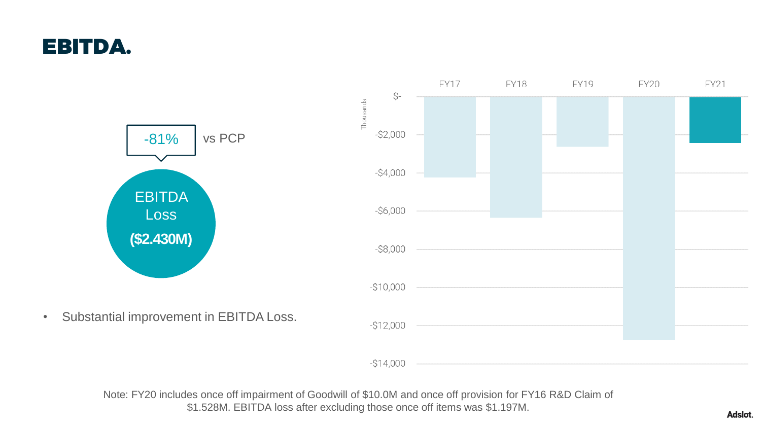# EBITDA.

-81% vs PCP

EBITDA Loss

**($2.430M)**

- Substantial improvement in EBITDA Loss.

Thousands

| | FY17 | FY18 | FY19 | FY20 | FY21 |
|---|---|---|---|---|---|

$- 
-$2,000 
-$4,000 
-$6,000 
-$8,000 
-$10,000 
-$12,000 
-$14,000

Note: FY20 includes once off impairment of Goodwill of $10.0M and once off provision for FY16 R&D Claim of $1.528M. EBITDA loss after excluding those once off items was $1.197M.

Adslot.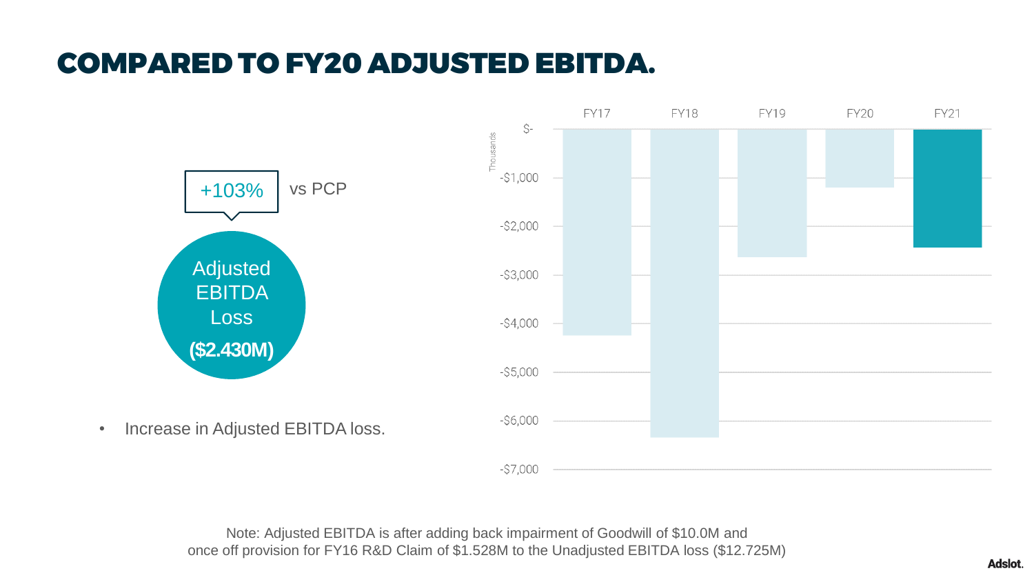# COMPARED TO FY20 ADJUSTED EBITDA.

+103% vs PCP

Adjusted EBITDA Loss

**($2.430M)**

- Increase in Adjusted EBITDA loss.

| | FY17 | FY18 | FY19 | FY20 | FY21 |
|---|---|---|---|---|---|

Thousands

$-
-$1,000
-$2,000
-$3,000
-$4,000
-$5,000
-$6,000
-$7,000

Note: Adjusted EBITDA is after adding back impairment of Goodwill of $10.0M and once off provision for FY16 R&D Claim of $1.528M to the Unadjusted EBITDA loss ($12.725M)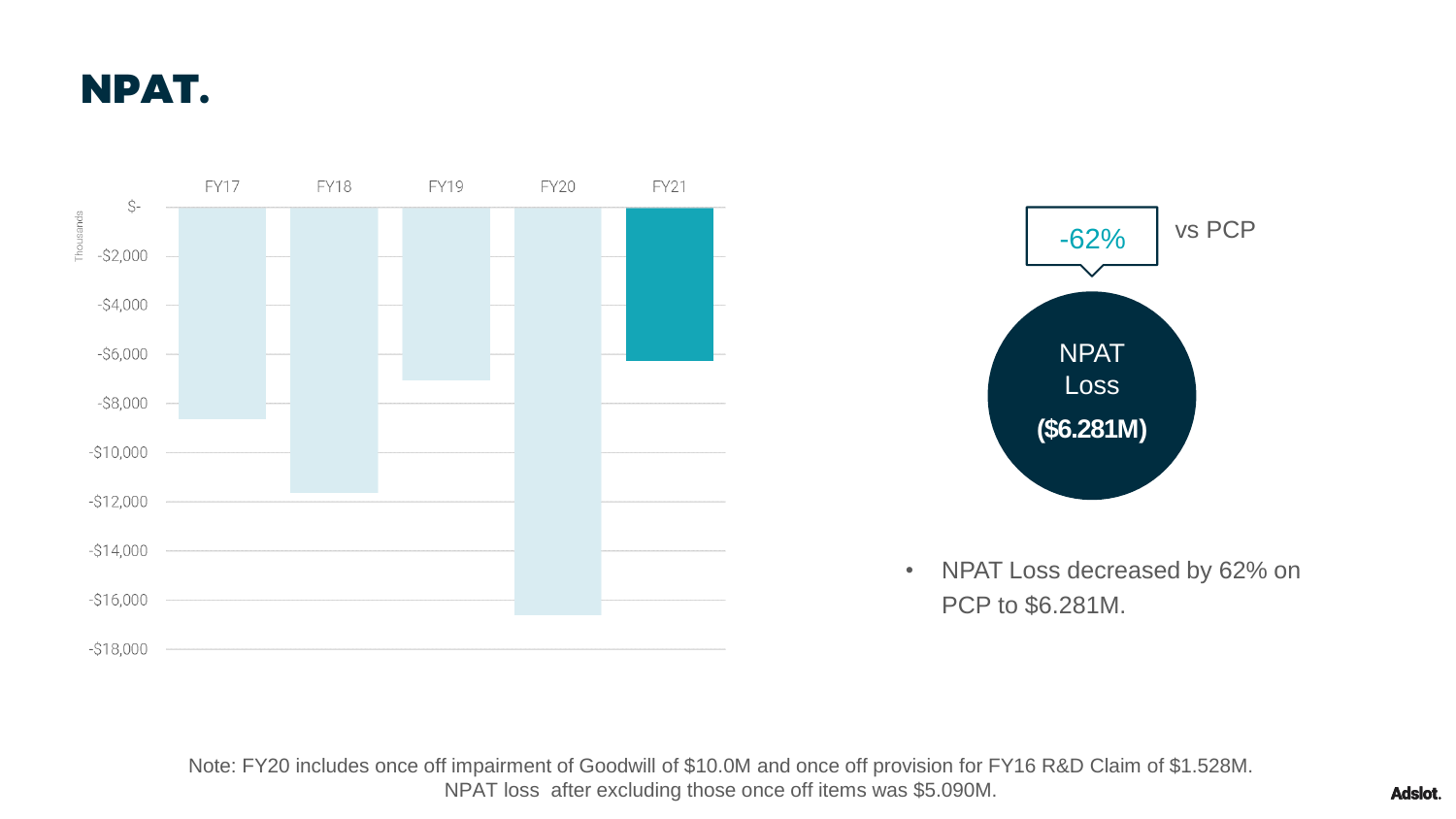# NPAT.

| | FY17 | FY18 | FY19 | FY20 | FY21 |
|---|---|---|---|---|---|

Thousands

$-
-$2,000
-$4,000
-$6,000
-$8,000
-$10,000
-$12,000
-$14,000
-$16,000
-$18,000

-62% vs PCP

NPAT Loss **($6.281M)**

- NPAT Loss decreased by 62% on PCP to $6.281M.

Note: FY20 includes once off impairment of Goodwill of $10.0M and once off provision for FY16 R&D Claim of $1.528M. NPAT loss after excluding those once off items was $5.090M.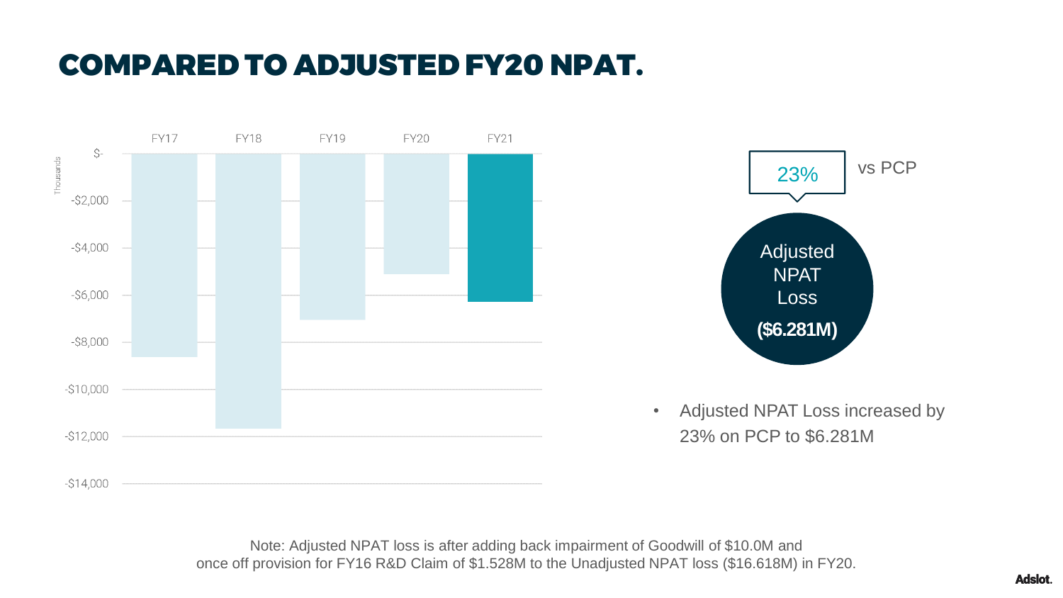# COMPARED TO ADJUSTED FY20 NPAT.

Thousands

| | FY17 | FY18 | FY19 | FY20 | FY21 |
|---|---|---|---|---|---|

$-, -$2,000, -$4,000, -$6,000, -$8,000, -$10,000, -$12,000, -$14,000

23% vs PCP

Adjusted NPAT Loss **($6.281M)**

- Adjusted NPAT Loss increased by 23% on PCP to $6.281M

Note: Adjusted NPAT loss is after adding back impairment of Goodwill of $10.0M and once off provision for FY16 R&D Claim of $1.528M to the Unadjusted NPAT loss ($16.618M) in FY20.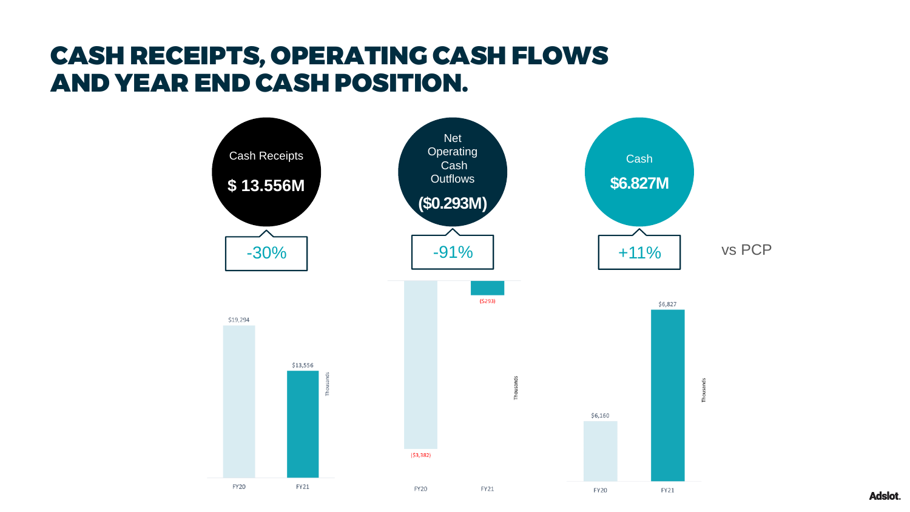# CASH RECEIPTS, OPERATING CASH FLOWS AND YEAR END CASH POSITION.

| | Cash Receipts | Net Operating Cash Outflows | Cash |
|---|---|---|---|
| FY21 | $ 13.556M | ($0.293M) | $6.827M |
| vs PCP | -30% | -91% | +11% |

**Cash Receipts** (Thousands)

| | FY20 | FY21 |
|---|---|---|
| Cash Receipts | $19,294 | $13,556 |

**Net Operating Cash Outflows** (Thousands)

| | FY20 | FY21 |
|---|---|---|
| Net Operating Cash Outflows | ($3,382) | ($293) |

**Cash** (Thousands)

| | FY20 | FY21 |
|---|---|---|
| Cash | $6,160 | $6,827 |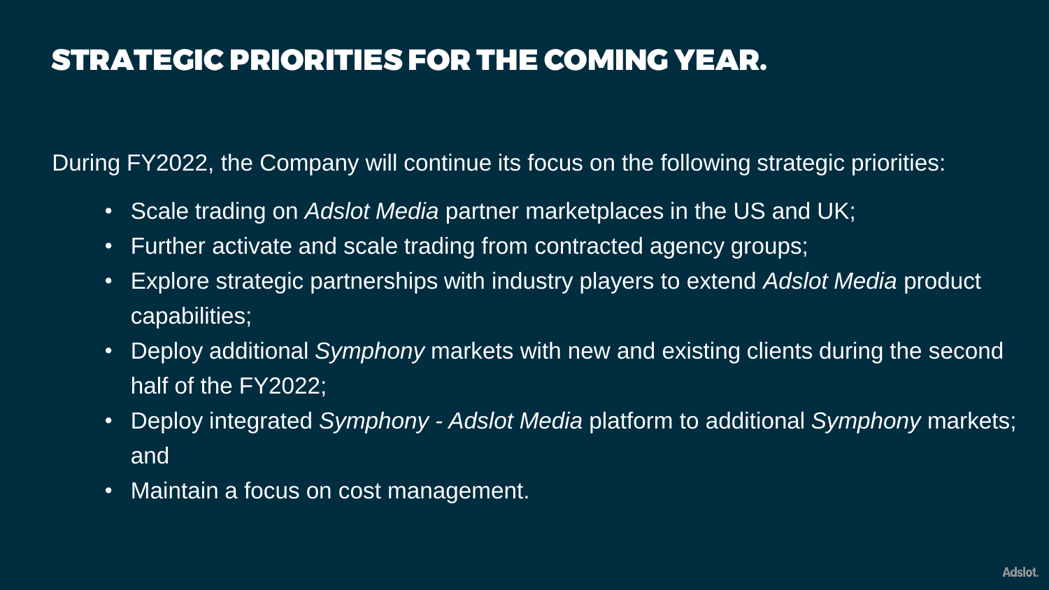# STRATEGIC PRIORITIES FOR THE COMING YEAR.

During FY2022, the Company will continue its focus on the following strategic priorities:

- Scale trading on *Adslot Media* partner marketplaces in the US and UK;
- Further activate and scale trading from contracted agency groups;
- Explore strategic partnerships with industry players to extend *Adslot Media* product capabilities;
- Deploy additional *Symphony* markets with new and existing clients during the second half of the FY2022;
- Deploy integrated *Symphony* - *Adslot Media* platform to additional *Symphony* markets; and
- Maintain a focus on cost management.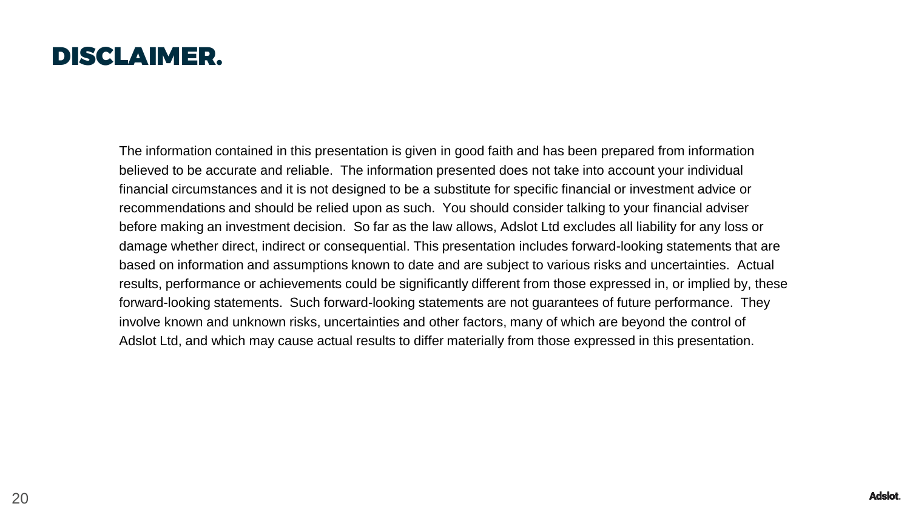# DISCLAIMER.

The information contained in this presentation is given in good faith and has been prepared from information believed to be accurate and reliable. The information presented does not take into account your individual financial circumstances and it is not designed to be a substitute for specific financial or investment advice or recommendations and should be relied upon as such. You should consider talking to your financial adviser before making an investment decision. So far as the law allows, Adslot Ltd excludes all liability for any loss or damage whether direct, indirect or consequential. This presentation includes forward-looking statements that are based on information and assumptions known to date and are subject to various risks and uncertainties. Actual results, performance or achievements could be significantly different from those expressed in, or implied by, these forward-looking statements. Such forward-looking statements are not guarantees of future performance. They involve known and unknown risks, uncertainties and other factors, many of which are beyond the control of Adslot Ltd, and which may cause actual results to differ materially from those expressed in this presentation.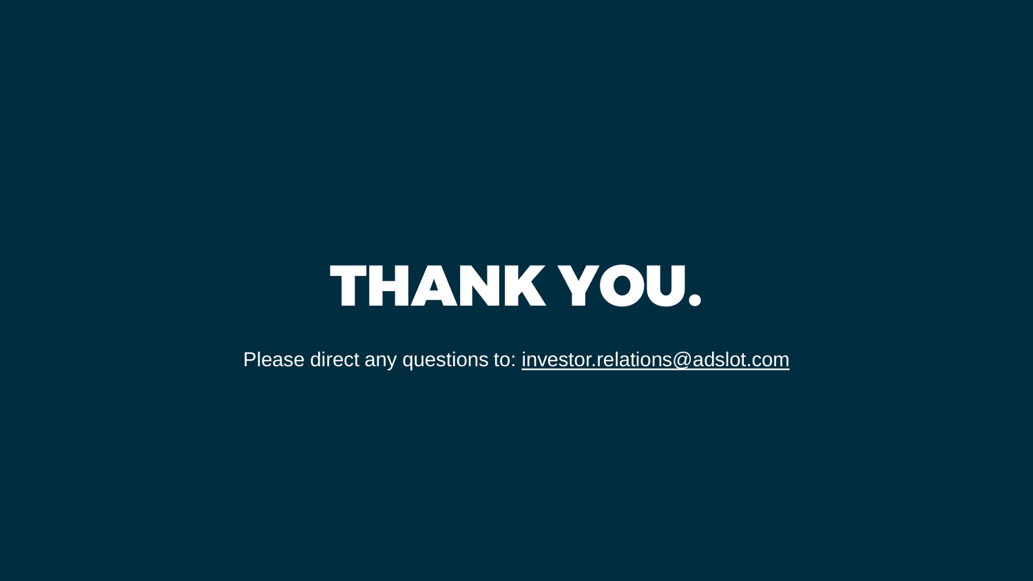# THANK YOU.

Please direct any questions to: investor.relations@adslot.com